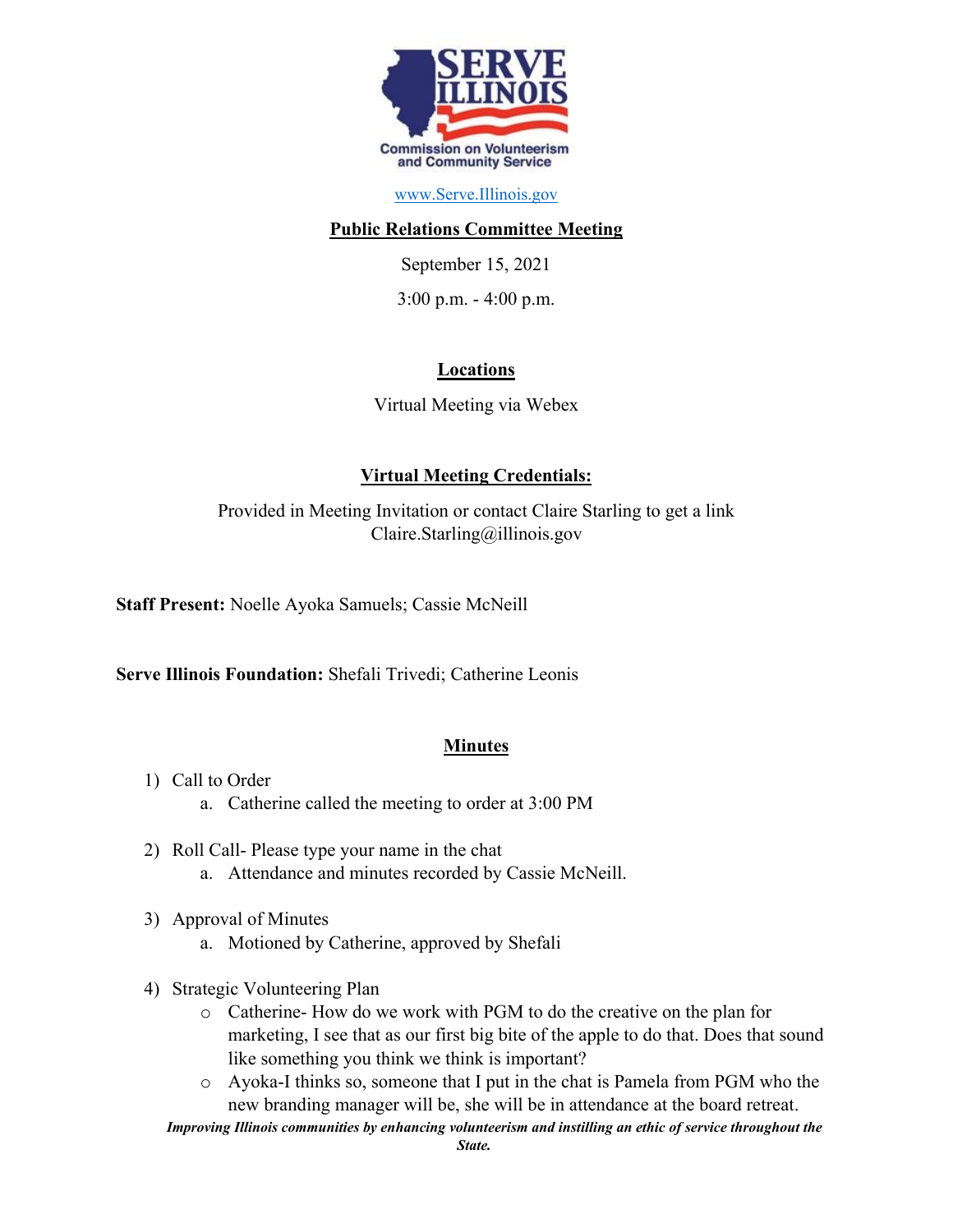www.Serve.Illinois.gov

**Public Relations Committee Meeting**

September 15, 2021

3:00 p.m. - 4:00 p.m.

**Locations**

Virtual Meeting via Webex

**Virtual Meeting Credentials:**

Provided in Meeting Invitation or contact Claire Starling to get a link
Claire.Starling@illinois.gov

**Staff Present:** Noelle Ayoka Samuels; Cassie McNeill

**Serve Illinois Foundation:** Shefali Trivedi; Catherine Leonis

**Minutes**

1) Call to Order
   a. Catherine called the meeting to order at 3:00 PM
2) Roll Call- Please type your name in the chat
   a. Attendance and minutes recorded by Cassie McNeill.
3) Approval of Minutes
   a. Motioned by Catherine, approved by Shefali
4) Strategic Volunteering Plan
   - Catherine- How do we work with PGM to do the creative on the plan for marketing, I see that as our first big bite of the apple to do that. Does that sound like something you think we think is important?
   - Ayoka-I thinks so, someone that I put in the chat is Pamela from PGM who the new branding manager will be, she will be in attendance at the board retreat.

*Improving Illinois communities by enhancing volunteerism and instilling an ethic of service throughout the State.*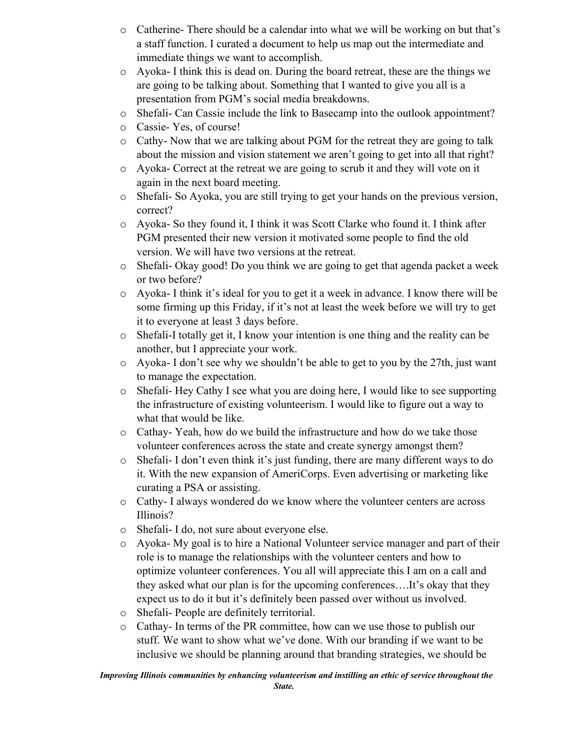- Catherine- There should be a calendar into what we will be working on but that's a staff function. I curated a document to help us map out the intermediate and immediate things we want to accomplish.
- Ayoka- I think this is dead on. During the board retreat, these are the things we are going to be talking about. Something that I wanted to give you all is a presentation from PGM's social media breakdowns.
- Shefali- Can Cassie include the link to Basecamp into the outlook appointment?
- Cassie- Yes, of course!
- Cathy- Now that we are talking about PGM for the retreat they are going to talk about the mission and vision statement we aren't going to get into all that right?
- Ayoka- Correct at the retreat we are going to scrub it and they will vote on it again in the next board meeting.
- Shefali- So Ayoka, you are still trying to get your hands on the previous version, correct?
- Ayoka- So they found it, I think it was Scott Clarke who found it. I think after PGM presented their new version it motivated some people to find the old version. We will have two versions at the retreat.
- Shefali- Okay good! Do you think we are going to get that agenda packet a week or two before?
- Ayoka- I think it's ideal for you to get it a week in advance. I know there will be some firming up this Friday, if it's not at least the week before we will try to get it to everyone at least 3 days before.
- Shefali-I totally get it, I know your intention is one thing and the reality can be another, but I appreciate your work.
- Ayoka- I don't see why we shouldn't be able to get to you by the 27th, just want to manage the expectation.
- Shefali- Hey Cathy I see what you are doing here, I would like to see supporting the infrastructure of existing volunteerism. I would like to figure out a way to what that would be like.
- Cathay- Yeah, how do we build the infrastructure and how do we take those volunteer conferences across the state and create synergy amongst them?
- Shefali- I don't even think it's just funding, there are many different ways to do it. With the new expansion of AmeriCorps. Even advertising or marketing like curating a PSA or assisting.
- Cathy- I always wondered do we know where the volunteer centers are across Illinois?
- Shefali- I do, not sure about everyone else.
- Ayoka- My goal is to hire a National Volunteer service manager and part of their role is to manage the relationships with the volunteer centers and how to optimize volunteer conferences. You all will appreciate this I am on a call and they asked what our plan is for the upcoming conferences….It's okay that they expect us to do it but it's definitely been passed over without us involved.
- Shefali- People are definitely territorial.
- Cathay- In terms of the PR committee, how can we use those to publish our stuff. We want to show what we've done. With our branding if we want to be inclusive we should be planning around that branding strategies, we should be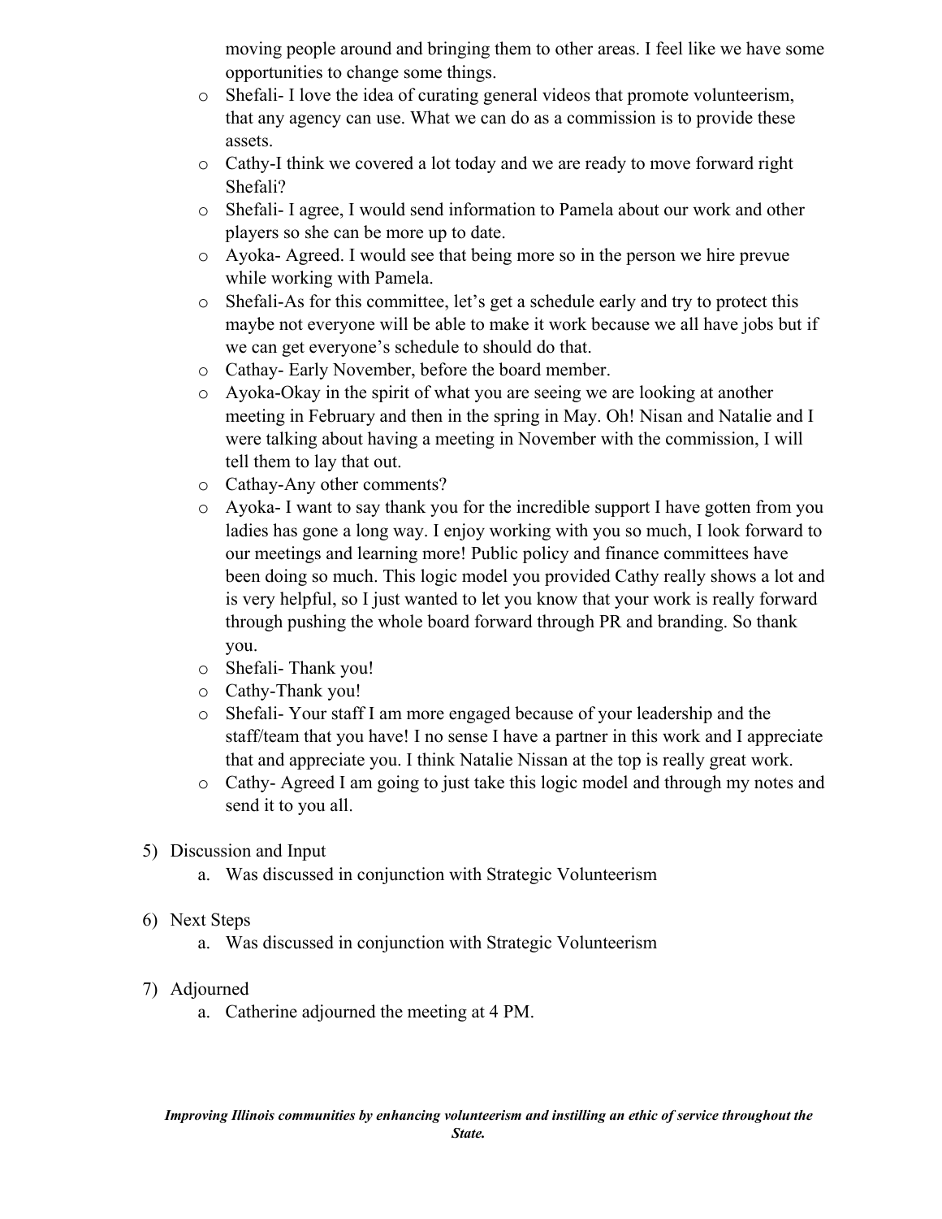moving people around and bringing them to other areas. I feel like we have some opportunities to change some things.

- Shefali- I love the idea of curating general videos that promote volunteerism, that any agency can use. What we can do as a commission is to provide these assets.
- Cathy-I think we covered a lot today and we are ready to move forward right Shefali?
- Shefali- I agree, I would send information to Pamela about our work and other players so she can be more up to date.
- Ayoka- Agreed. I would see that being more so in the person we hire prevue while working with Pamela.
- Shefali-As for this committee, let's get a schedule early and try to protect this maybe not everyone will be able to make it work because we all have jobs but if we can get everyone's schedule to should do that.
- Cathay- Early November, before the board member.
- Ayoka-Okay in the spirit of what you are seeing we are looking at another meeting in February and then in the spring in May. Oh! Nisan and Natalie and I were talking about having a meeting in November with the commission, I will tell them to lay that out.
- Cathay-Any other comments?
- Ayoka- I want to say thank you for the incredible support I have gotten from you ladies has gone a long way. I enjoy working with you so much, I look forward to our meetings and learning more! Public policy and finance committees have been doing so much. This logic model you provided Cathy really shows a lot and is very helpful, so I just wanted to let you know that your work is really forward through pushing the whole board forward through PR and branding. So thank you.
- Shefali- Thank you!
- Cathy-Thank you!
- Shefali- Your staff I am more engaged because of your leadership and the staff/team that you have! I no sense I have a partner in this work and I appreciate that and appreciate you. I think Natalie Nissan at the top is really great work.
- Cathy- Agreed I am going to just take this logic model and through my notes and send it to you all.

5) Discussion and Input
   a. Was discussed in conjunction with Strategic Volunteerism

6) Next Steps
   a. Was discussed in conjunction with Strategic Volunteerism

7) Adjourned
   a. Catherine adjourned the meeting at 4 PM.

***Improving Illinois communities by enhancing volunteerism and instilling an ethic of service throughout the State.***